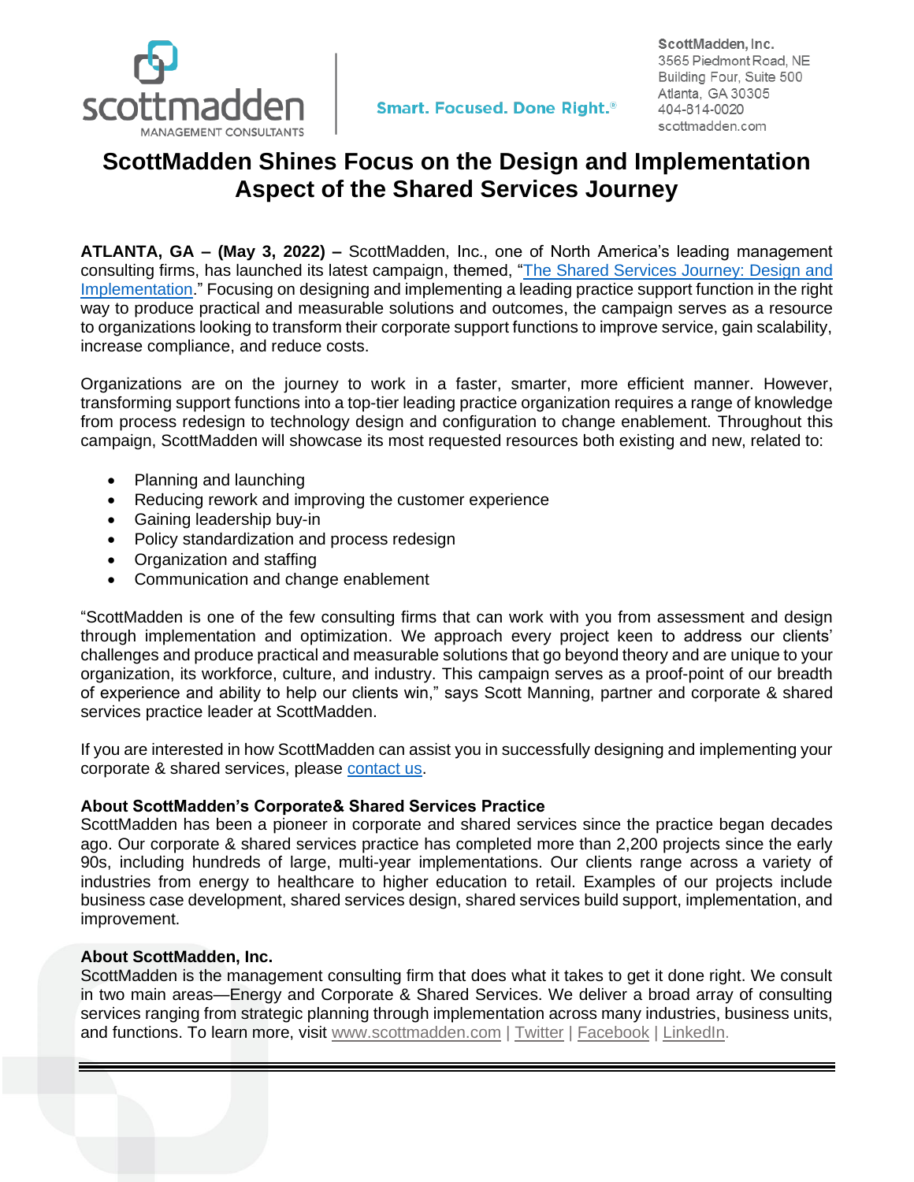scottmadden
MANAGEMENT CONSULTANTS

Smart. Focused. Done Right.®

ScottMadden, Inc.
3565 Piedmont Road, NE
Building Four, Suite 500
Atlanta, GA 30305
404-814-0020
scottmadden.com

# ScottMadden Shines Focus on the Design and Implementation Aspect of the Shared Services Journey

**ATLANTA, GA – (May 3, 2022) –** ScottMadden, Inc., one of North America's leading management consulting firms, has launched its latest campaign, themed, "The Shared Services Journey: Design and Implementation." Focusing on designing and implementing a leading practice support function in the right way to produce practical and measurable solutions and outcomes, the campaign serves as a resource to organizations looking to transform their corporate support functions to improve service, gain scalability, increase compliance, and reduce costs.

Organizations are on the journey to work in a faster, smarter, more efficient manner. However, transforming support functions into a top-tier leading practice organization requires a range of knowledge from process redesign to technology design and configuration to change enablement. Throughout this campaign, ScottMadden will showcase its most requested resources both existing and new, related to:

- Planning and launching
- Reducing rework and improving the customer experience
- Gaining leadership buy-in
- Policy standardization and process redesign
- Organization and staffing
- Communication and change enablement

"ScottMadden is one of the few consulting firms that can work with you from assessment and design through implementation and optimization. We approach every project keen to address our clients' challenges and produce practical and measurable solutions that go beyond theory and are unique to your organization, its workforce, culture, and industry. This campaign serves as a proof-point of our breadth of experience and ability to help our clients win," says Scott Manning, partner and corporate & shared services practice leader at ScottMadden.

If you are interested in how ScottMadden can assist you in successfully designing and implementing your corporate & shared services, please contact us.

**About ScottMadden's Corporate& Shared Services Practice**
ScottMadden has been a pioneer in corporate and shared services since the practice began decades ago. Our corporate & shared services practice has completed more than 2,200 projects since the early 90s, including hundreds of large, multi-year implementations. Our clients range across a variety of industries from energy to healthcare to higher education to retail. Examples of our projects include business case development, shared services design, shared services build support, implementation, and improvement.

**About ScottMadden, Inc.**
ScottMadden is the management consulting firm that does what it takes to get it done right. We consult in two main areas—Energy and Corporate & Shared Services. We deliver a broad array of consulting services ranging from strategic planning through implementation across many industries, business units, and functions. To learn more, visit www.scottmadden.com | Twitter | Facebook | LinkedIn.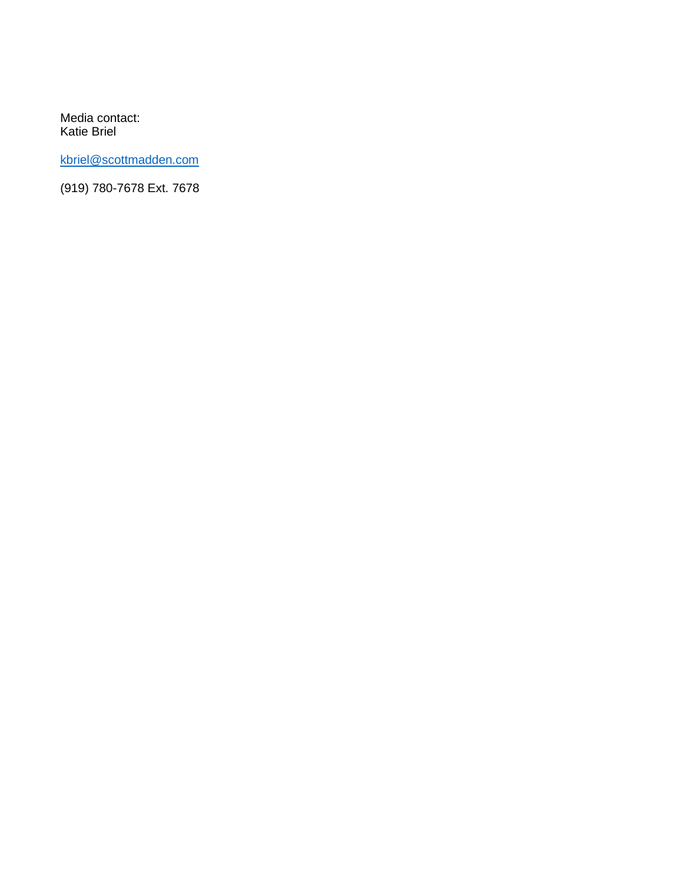Media contact:
Katie Briel

kbriel@scottmadden.com

(919) 780-7678 Ext. 7678